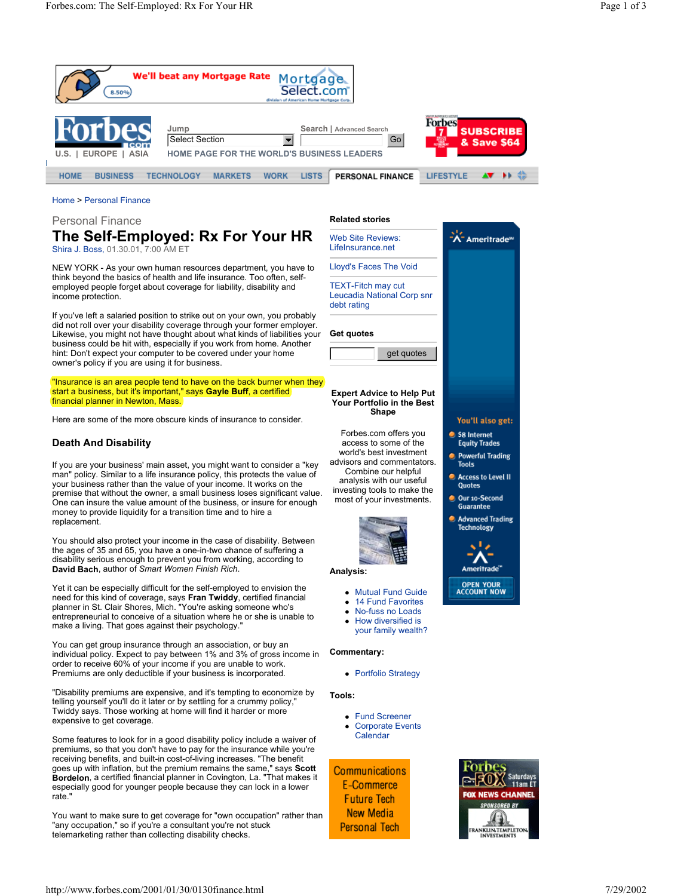Home > Personal Finance

Personal Finance

# The Self-Employed: Rx For Your HR

Shira J. Boss, 01.30.01, 7:00 AM ET

NEW YORK - As your own human resources department, you have to think beyond the basics of health and life insurance. Too often, self-employed people forget about coverage for liability, disability and income protection.

If you've left a salaried position to strike out on your own, you probably did not roll over your disability coverage through your former employer. Likewise, you might not have thought about what kinds of liabilities your business could be hit with, especially if you work from home. Another hint: Don't expect your computer to be covered under your home owner's policy if you are using it for business.

"Insurance is an area people tend to have on the back burner when they start a business, but it's important," says **Gayle Buff**, a certified financial planner in Newton, Mass.

Here are some of the more obscure kinds of insurance to consider.

## Death And Disability

If you are your business' main asset, you might want to consider a "key man" policy. Similar to a life insurance policy, this protects the value of your business rather than the value of your income. It works on the premise that without the owner, a small business loses significant value. One can insure the value amount of the business, or insure for enough money to provide liquidity for a transition time and to hire a replacement.

You should also protect your income in the case of disability. Between the ages of 35 and 65, you have a one-in-two chance of suffering a disability serious enough to prevent you from working, according to **David Bach**, author of *Smart Women Finish Rich*.

Yet it can be especially difficult for the self-employed to envision the need for this kind of coverage, says **Fran Twiddy**, certified financial planner in St. Clair Shores, Mich. "You're asking someone who's entrepreneurial to conceive of a situation where he or she is unable to make a living. That goes against their psychology."

You can get group insurance through an association, or buy an individual policy. Expect to pay between 1% and 3% of gross income in order to receive 60% of your income if you are unable to work. Premiums are only deductible if your business is incorporated.

"Disability premiums are expensive, and it's tempting to economize by telling yourself you'll do it later or by settling for a crummy policy," Twiddy says. Those working at home will find it harder or more expensive to get coverage.

Some features to look for in a good disability policy include a waiver of premiums, so that you don't have to pay for the insurance while you're receiving benefits, and built-in cost-of-living increases. "The benefit goes up with inflation, but the premium remains the same," says **Scott Bordelon**, a certified financial planner in Covington, La. "That makes it especially good for younger people because they can lock in a lower rate."

You want to make sure to get coverage for "own occupation" rather than "any occupation," so if you're a consultant you're not stuck telemarketing rather than collecting disability checks.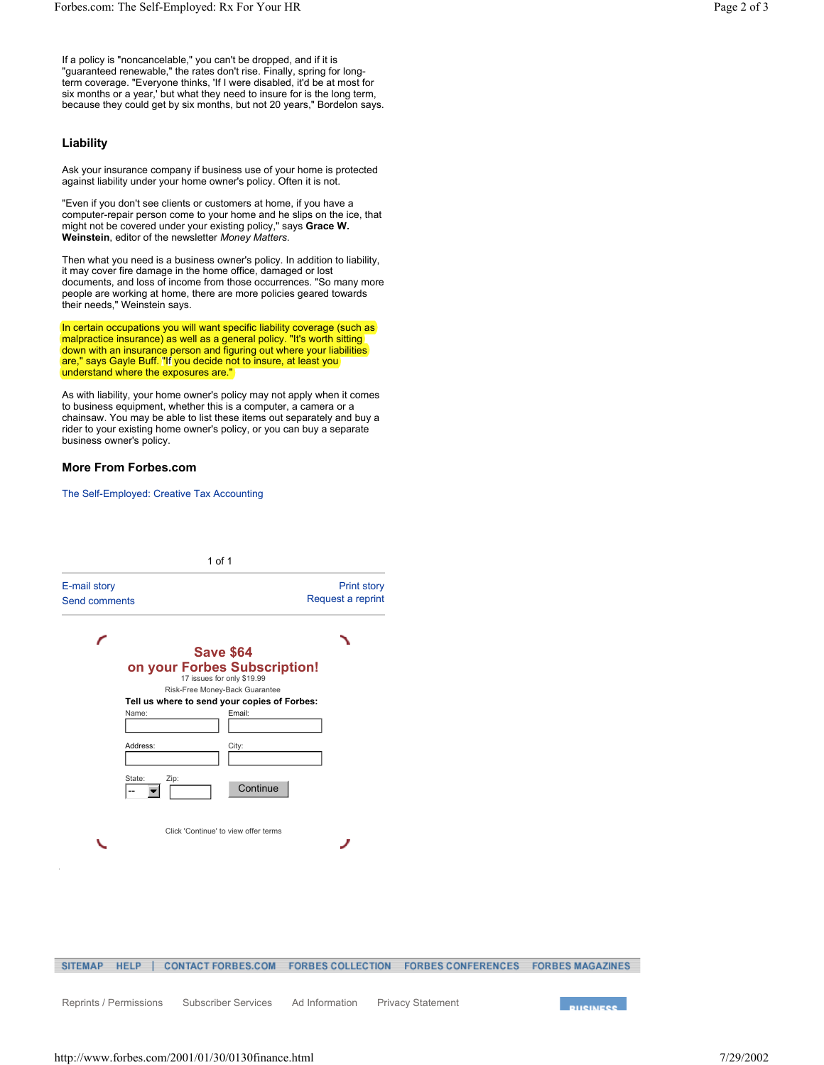If a policy is "noncancelable," you can't be dropped, and if it is "guaranteed renewable," the rates don't rise. Finally, spring for long-term coverage. "Everyone thinks, 'If I were disabled, it'd be at most for six months or a year,' but what they need to insure for is the long term, because they could get by six months, but not 20 years," Bordelon says.

### Liability

Ask your insurance company if business use of your home is protected against liability under your home owner's policy. Often it is not.

"Even if you don't see clients or customers at home, if you have a computer-repair person come to your home and he slips on the ice, that might not be covered under your existing policy," says **Grace W. Weinstein**, editor of the newsletter *Money Matters*.

Then what you need is a business owner's policy. In addition to liability, it may cover fire damage in the home office, damaged or lost documents, and loss of income from those occurrences. "So many more people are working at home, there are more policies geared towards their needs," Weinstein says.

In certain occupations you will want specific liability coverage (such as malpractice insurance) as well as a general policy. "It's worth sitting down with an insurance person and figuring out where your liabilities are," says Gayle Buff. "If you decide not to insure, at least you understand where the exposures are."

As with liability, your home owner's policy may not apply when it comes to business equipment, whether this is a computer, a camera or a chainsaw. You may be able to list these items out separately and buy a rider to your existing home owner's policy, or you can buy a separate business owner's policy.

### More From Forbes.com

The Self-Employed: Creative Tax Accounting

1 of 1

E-mail story
Send comments
Print story
Request a reprint

**Save $64 on your Forbes Subscription!**
17 issues for only $19.99
Risk-Free Money-Back Guarantee
**Tell us where to send your copies of Forbes:**
Name: Email:
Address: City:
State: Zip:
Continue

Click 'Continue' to view offer terms

SITEMAP HELP | CONTACT FORBES.COM FORBES COLLECTION FORBES CONFERENCES FORBES MAGAZINES

Reprints / Permissions Subscriber Services Ad Information Privacy Statement